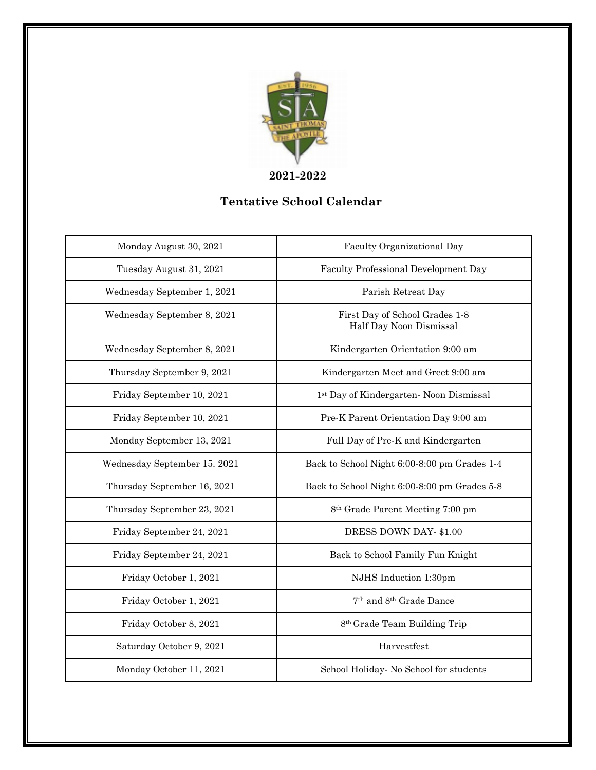**2021-2022**

## Tentative School Calendar

| | |
|---|---|
| Monday August 30, 2021 | Faculty Organizational Day |
| Tuesday August 31, 2021 | Faculty Professional Development Day |
| Wednesday September 1, 2021 | Parish Retreat Day |
| Wednesday September 8, 2021 | First Day of School Grades 1-8<br>Half Day Noon Dismissal |
| Wednesday September 8, 2021 | Kindergarten Orientation 9:00 am |
| Thursday September 9, 2021 | Kindergarten Meet and Greet 9:00 am |
| Friday September 10, 2021 | 1st Day of Kindergarten- Noon Dismissal |
| Friday September 10, 2021 | Pre-K Parent Orientation Day 9:00 am |
| Monday September 13, 2021 | Full Day of Pre-K and Kindergarten |
| Wednesday September 15. 2021 | Back to School Night 6:00-8:00 pm Grades 1-4 |
| Thursday September 16, 2021 | Back to School Night 6:00-8:00 pm Grades 5-8 |
| Thursday September 23, 2021 | 8th Grade Parent Meeting 7:00 pm |
| Friday September 24, 2021 | DRESS DOWN DAY- $1.00 |
| Friday September 24, 2021 | Back to School Family Fun Knight |
| Friday October 1, 2021 | NJHS Induction 1:30pm |
| Friday October 1, 2021 | 7th and 8th Grade Dance |
| Friday October 8, 2021 | 8th Grade Team Building Trip |
| Saturday October 9, 2021 | Harvestfest |
| Monday October 11, 2021 | School Holiday- No School for students |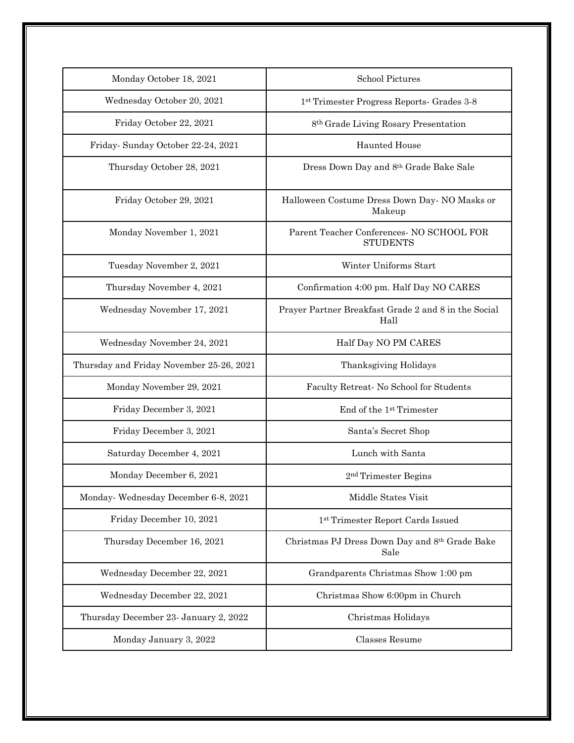| Monday October 18, 2021 | School Pictures |
|---|---|
| Wednesday October 20, 2021 | 1st Trimester Progress Reports- Grades 3-8 |
| Friday October 22, 2021 | 8th Grade Living Rosary Presentation |
| Friday- Sunday October 22-24, 2021 | Haunted House |
| Thursday October 28, 2021 | Dress Down Day and 8th Grade Bake Sale |
| Friday October 29, 2021 | Halloween Costume Dress Down Day- NO Masks or Makeup |
| Monday November 1, 2021 | Parent Teacher Conferences- NO SCHOOL FOR STUDENTS |
| Tuesday November 2, 2021 | Winter Uniforms Start |
| Thursday November 4, 2021 | Confirmation 4:00 pm. Half Day NO CARES |
| Wednesday November 17, 2021 | Prayer Partner Breakfast Grade 2 and 8 in the Social Hall |
| Wednesday November 24, 2021 | Half Day NO PM CARES |
| Thursday and Friday November 25-26, 2021 | Thanksgiving Holidays |
| Monday November 29, 2021 | Faculty Retreat- No School for Students |
| Friday December 3, 2021 | End of the 1st Trimester |
| Friday December 3, 2021 | Santa's Secret Shop |
| Saturday December 4, 2021 | Lunch with Santa |
| Monday December 6, 2021 | 2nd Trimester Begins |
| Monday- Wednesday December 6-8, 2021 | Middle States Visit |
| Friday December 10, 2021 | 1st Trimester Report Cards Issued |
| Thursday December 16, 2021 | Christmas PJ Dress Down Day and 8th Grade Bake Sale |
| Wednesday December 22, 2021 | Grandparents Christmas Show 1:00 pm |
| Wednesday December 22, 2021 | Christmas Show 6:00pm in Church |
| Thursday December 23- January 2, 2022 | Christmas Holidays |
| Monday January 3, 2022 | Classes Resume |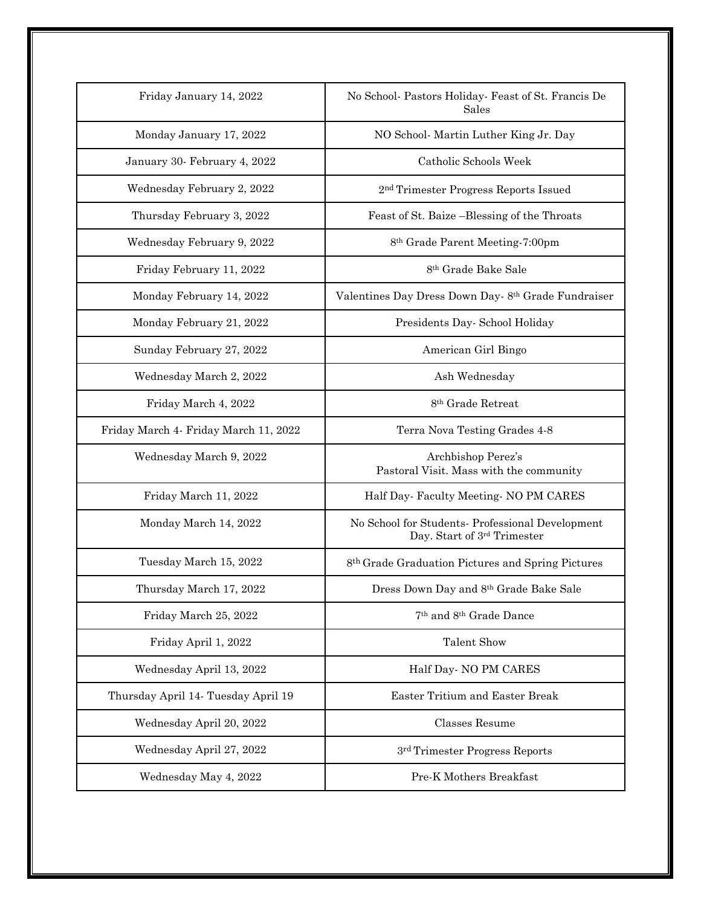| Friday January 14, 2022 | No School- Pastors Holiday- Feast of St. Francis De Sales |
|---|---|
| Monday January 17, 2022 | NO School- Martin Luther King Jr. Day |
| January 30- February 4, 2022 | Catholic Schools Week |
| Wednesday February 2, 2022 | 2nd Trimester Progress Reports Issued |
| Thursday February 3, 2022 | Feast of St. Baize –Blessing of the Throats |
| Wednesday February 9, 2022 | 8th Grade Parent Meeting-7:00pm |
| Friday February 11, 2022 | 8th Grade Bake Sale |
| Monday February 14, 2022 | Valentines Day Dress Down Day- 8th Grade Fundraiser |
| Monday February 21, 2022 | Presidents Day- School Holiday |
| Sunday February 27, 2022 | American Girl Bingo |
| Wednesday March 2, 2022 | Ash Wednesday |
| Friday March 4, 2022 | 8th Grade Retreat |
| Friday March 4- Friday March 11, 2022 | Terra Nova Testing Grades 4-8 |
| Wednesday March 9, 2022 | Archbishop Perez's Pastoral Visit. Mass with the community |
| Friday March 11, 2022 | Half Day- Faculty Meeting- NO PM CARES |
| Monday March 14, 2022 | No School for Students- Professional Development Day. Start of 3rd Trimester |
| Tuesday March 15, 2022 | 8th Grade Graduation Pictures and Spring Pictures |
| Thursday March 17, 2022 | Dress Down Day and 8th Grade Bake Sale |
| Friday March 25, 2022 | 7th and 8th Grade Dance |
| Friday April 1, 2022 | Talent Show |
| Wednesday April 13, 2022 | Half Day- NO PM CARES |
| Thursday April 14- Tuesday April 19 | Easter Tritium and Easter Break |
| Wednesday April 20, 2022 | Classes Resume |
| Wednesday April 27, 2022 | 3rd Trimester Progress Reports |
| Wednesday May 4, 2022 | Pre-K Mothers Breakfast |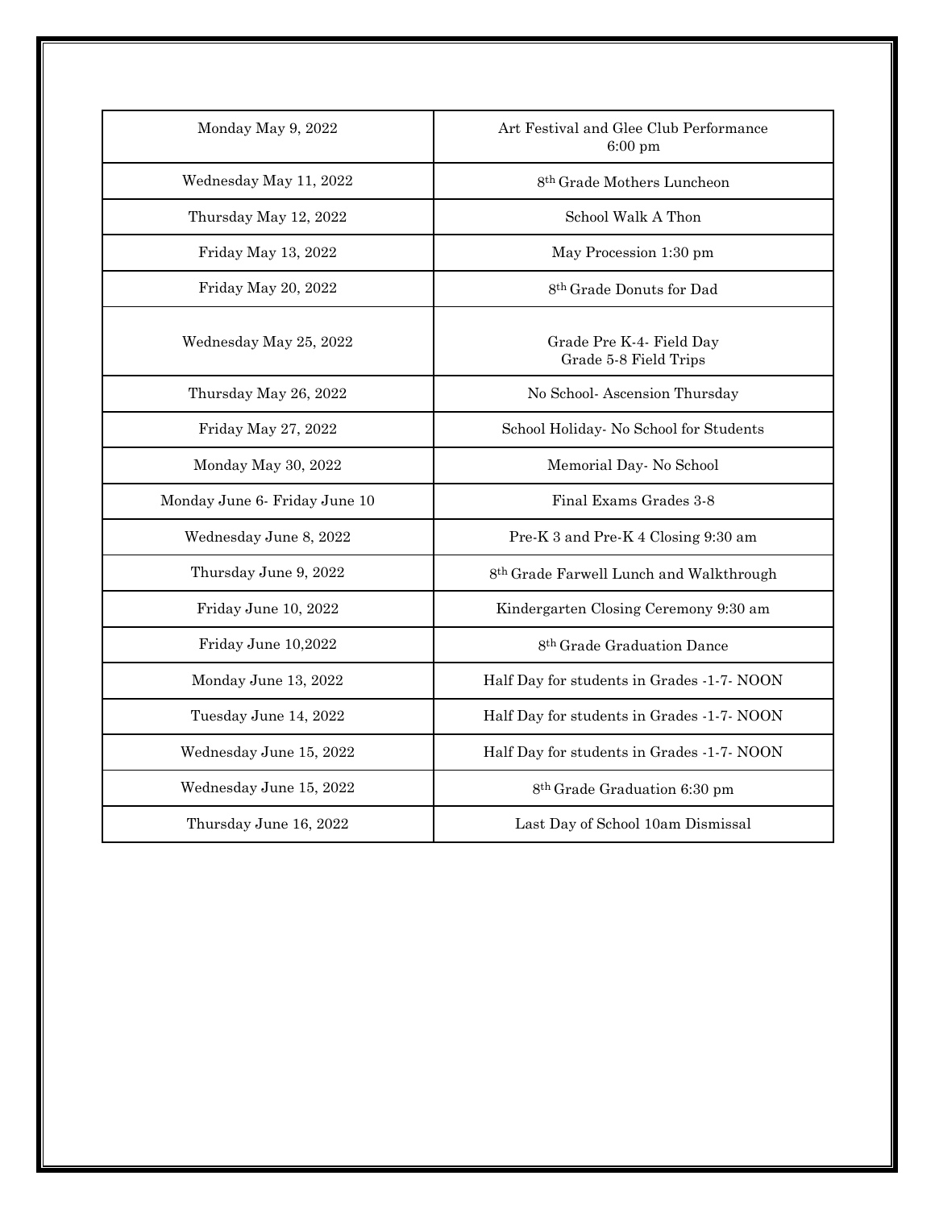| | |
|---|---|
| Monday May 9, 2022 | Art Festival and Glee Club Performance 6:00 pm |
| Wednesday May 11, 2022 | 8th Grade Mothers Luncheon |
| Thursday May 12, 2022 | School Walk A Thon |
| Friday May 13, 2022 | May Procession 1:30 pm |
| Friday May 20, 2022 | 8th Grade Donuts for Dad |
| Wednesday May 25, 2022 | Grade Pre K-4- Field Day<br>Grade 5-8 Field Trips |
| Thursday May 26, 2022 | No School- Ascension Thursday |
| Friday May 27, 2022 | School Holiday- No School for Students |
| Monday May 30, 2022 | Memorial Day- No School |
| Monday June 6- Friday June 10 | Final Exams Grades 3-8 |
| Wednesday June 8, 2022 | Pre-K 3 and Pre-K 4 Closing 9:30 am |
| Thursday June 9, 2022 | 8th Grade Farwell Lunch and Walkthrough |
| Friday June 10, 2022 | Kindergarten Closing Ceremony 9:30 am |
| Friday June 10,2022 | 8th Grade Graduation Dance |
| Monday June 13, 2022 | Half Day for students in Grades -1-7- NOON |
| Tuesday June 14, 2022 | Half Day for students in Grades -1-7- NOON |
| Wednesday June 15, 2022 | Half Day for students in Grades -1-7- NOON |
| Wednesday June 15, 2022 | 8th Grade Graduation 6:30 pm |
| Thursday June 16, 2022 | Last Day of School 10am Dismissal |